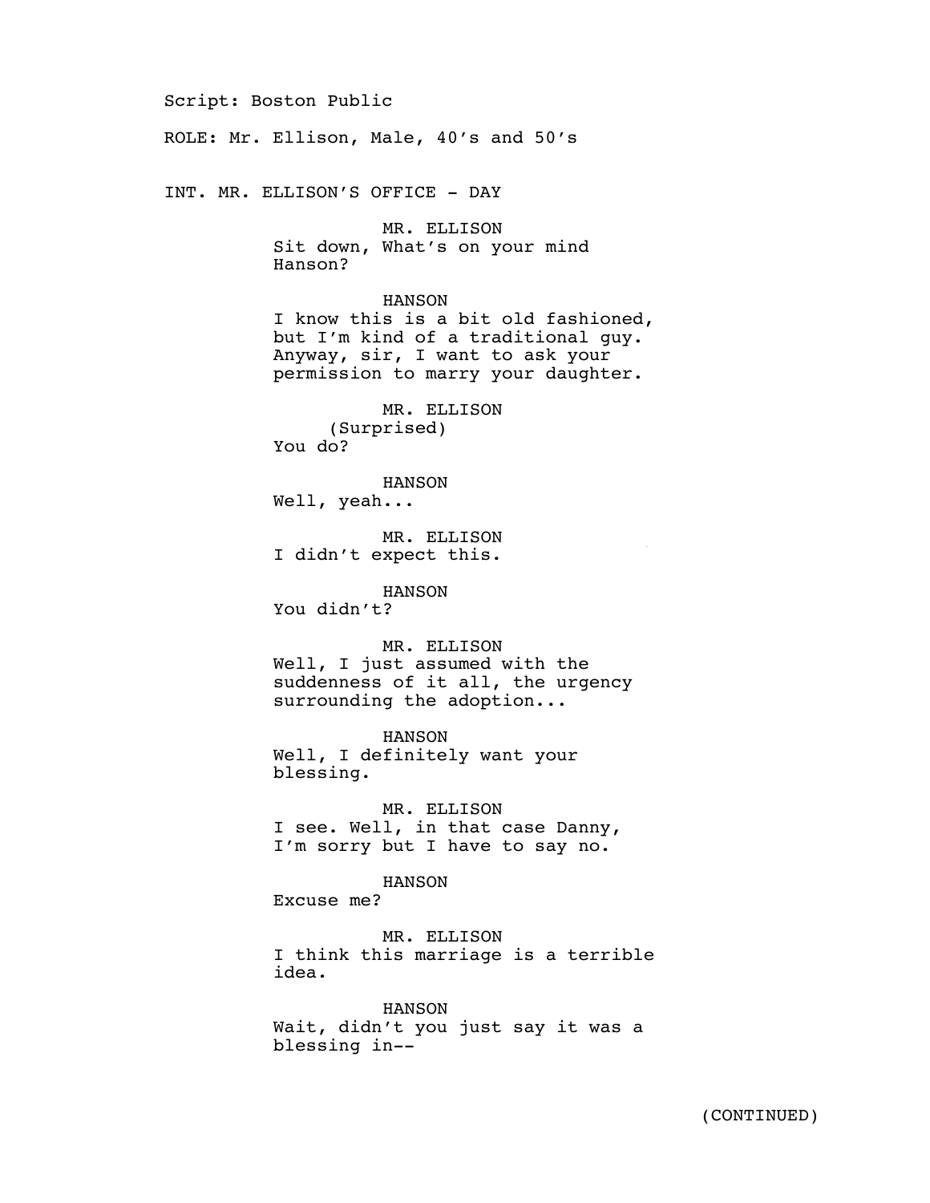Script: Boston Public

ROLE: Mr. Ellison, Male, 40's and 50's

INT. MR. ELLISON'S OFFICE - DAY

MR. ELLISON
Sit down, What's on your mind Hanson?

HANSON
I know this is a bit old fashioned, but I'm kind of a traditional guy. Anyway, sir, I want to ask your permission to marry your daughter.

MR. ELLISON
(Surprised)
You do?

HANSON
Well, yeah...

MR. ELLISON
I didn't expect this.

HANSON
You didn't?

MR. ELLISON
Well, I just assumed with the suddenness of it all, the urgency surrounding the adoption...

HANSON
Well, I definitely want your blessing.

MR. ELLISON
I see. Well, in that case Danny, I'm sorry but I have to say no.

HANSON
Excuse me?

MR. ELLISON
I think this marriage is a terrible idea.

HANSON
Wait, didn't you just say it was a blessing in--

(CONTINUED)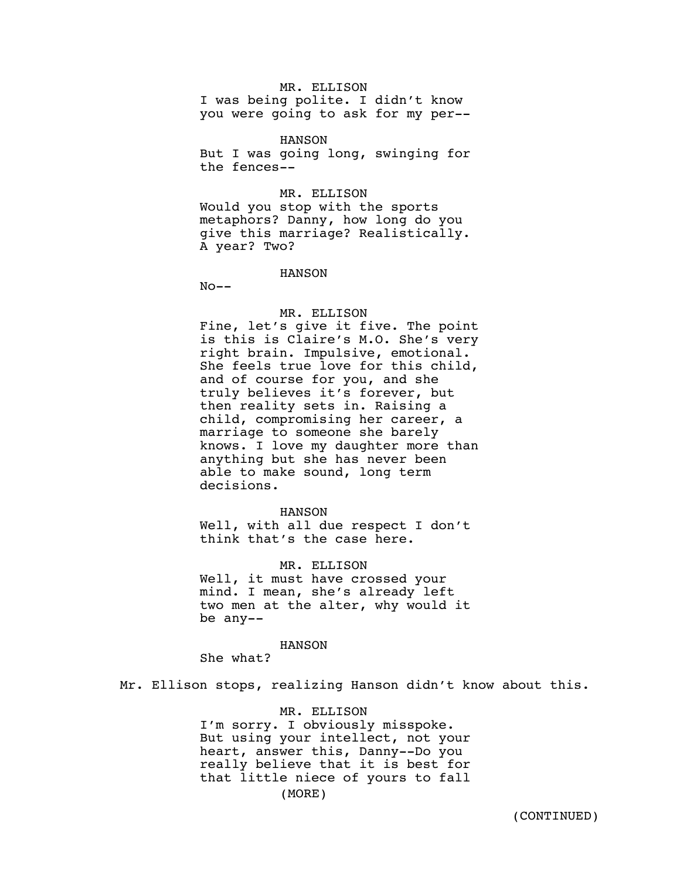MR. ELLISON
I was being polite. I didn't know you were going to ask for my per--

HANSON
But I was going long, swinging for the fences--

MR. ELLISON
Would you stop with the sports metaphors? Danny, how long do you give this marriage? Realistically. A year? Two?

HANSON
No--

MR. ELLISON
Fine, let's give it five. The point is this is Claire's M.O. She's very right brain. Impulsive, emotional. She feels true love for this child, and of course for you, and she truly believes it's forever, but then reality sets in. Raising a child, compromising her career, a marriage to someone she barely knows. I love my daughter more than anything but she has never been able to make sound, long term decisions.

HANSON
Well, with all due respect I don't think that's the case here.

MR. ELLISON
Well, it must have crossed your mind. I mean, she's already left two men at the alter, why would it be any--

HANSON
She what?

Mr. Ellison stops, realizing Hanson didn't know about this.

MR. ELLISON
I'm sorry. I obviously misspoke. But using your intellect, not your heart, answer this, Danny--Do you really believe that it is best for that little niece of yours to fall
(MORE)

(CONTINUED)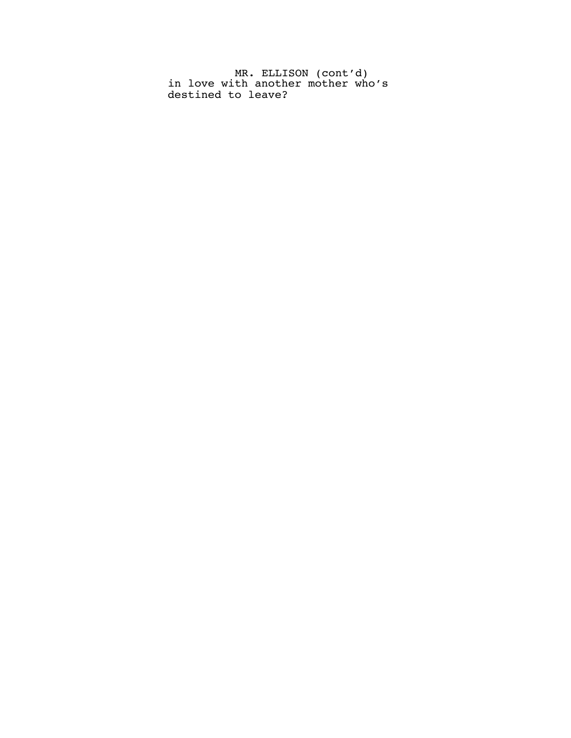MR. ELLISON (cont'd)

in love with another mother who's destined to leave?